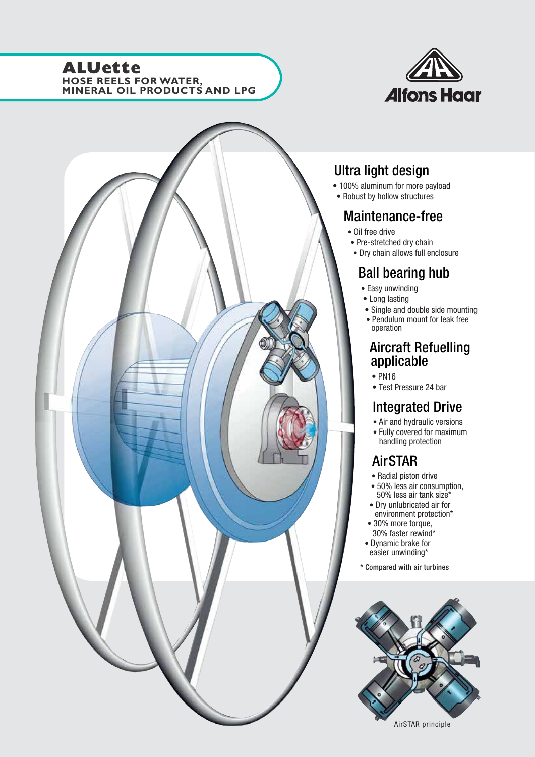# ALUette

**HOSE REELS FOR WATER, MINERAL OIL PRODUCTS AND LPG**

Alfons Haar

## Ultra light design

- 100% aluminum for more payload
- Robust by hollow structures

## Maintenance-free

- Oil free drive
- Pre-stretched dry chain
- Dry chain allows full enclosure

## Ball bearing hub

- Easy unwinding
- Long lasting
- Single and double side mounting
- Pendulum mount for leak free operation

## Aircraft Refuelling applicable

- PN16
- Test Pressure 24 bar

## Integrated Drive

- Air and hydraulic versions
- Fully covered for maximum handling protection

## AirSTAR

- Radial piston drive
- 50% less air consumption, 50% less air tank size*
- Dry unlubricated air for environment protection*
- 30% more torque, 30% faster rewind*
- Dynamic brake for easier unwinding*

\* Compared with air turbines

AirSTAR principle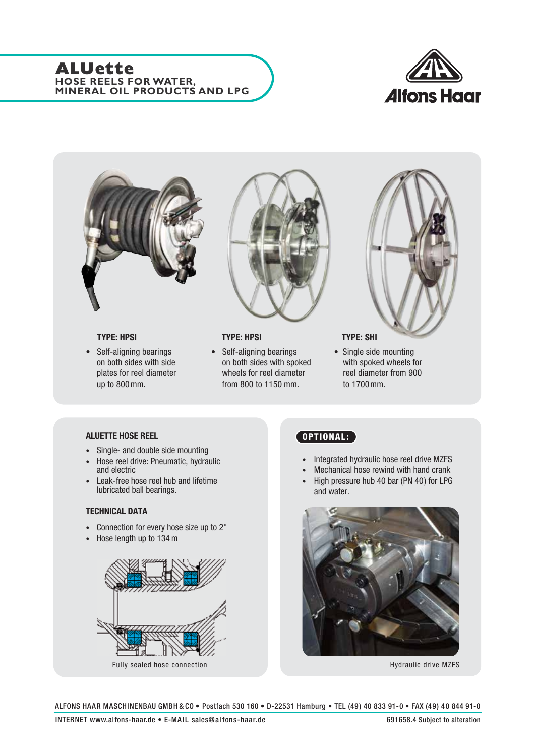# ALUette
## HOSE REELS FOR WATER, MINERAL OIL PRODUCTS AND LPG

Alfons Haar

**TYPE: HPSI**

- Self-aligning bearings on both sides with side plates for reel diameter up to 800 mm.

**TYPE: HPSI**

- Self-aligning bearings on both sides with spoked wheels for reel diameter from 800 to 1150 mm.

**TYPE: SHI**

- Single side mounting with spoked wheels for reel diameter from 900 to 1700 mm.

### ALUETTE HOSE REEL

- Single- and double side mounting
- Hose reel drive: Pneumatic, hydraulic and electric
- Leak-free hose reel hub and lifetime lubricated ball bearings.

### TECHNICAL DATA

- Connection for every hose size up to 2"
- Hose length up to 134 m

Fully sealed hose connection

### OPTIONAL:

- Integrated hydraulic hose reel drive MZFS
- Mechanical hose rewind with hand crank
- High pressure hub 40 bar (PN 40) for LPG and water.

Hydraulic drive MZFS

ALFONS HAAR MASCHINENBAU GMBH & CO • Postfach 530 160 • D-22531 Hamburg • TEL (49) 40 833 91-0 • FAX (49) 40 844 91-0

INTERNET www.alfons-haar.de • E-MAIL sales@alfons-haar.de

691658.4 Subject to alteration